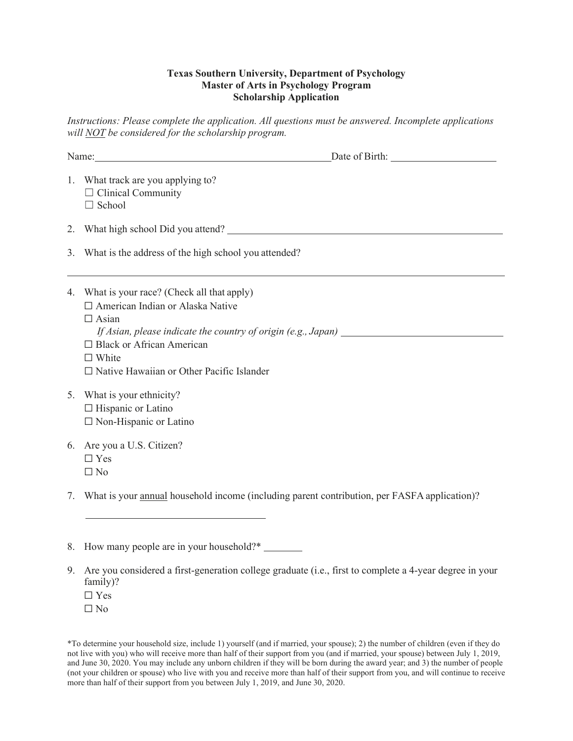**Texas Southern University, Department of Psychology**
**Master of Arts in Psychology Program**
**Scholarship Application**

*Instructions: Please complete the application. All questions must be answered. Incomplete applications will NOT be considered for the scholarship program.*

Name: ______________________________ Date of Birth: ____________________

1. What track are you applying to?
   ☐ Clinical Community
   ☐ School

2. What high school Did you attend? ______________________________

3. What is the address of the high school you attended?

   ______________________________

4. What is your race? (Check all that apply)
   ☐ American Indian or Alaska Native
   ☐ Asian
   *If Asian, please indicate the country of origin (e.g., Japan)* ____________________
   ☐ Black or African American
   ☐ White
   ☐ Native Hawaiian or Other Pacific Islander

5. What is your ethnicity?
   ☐ Hispanic or Latino
   ☐ Non-Hispanic or Latino

6. Are you a U.S. Citizen?
   ☐ Yes
   ☐ No

7. What is your annual household income (including parent contribution, per FASFA application)?

   ______________________________

8. How many people are in your household?* ________

9. Are you considered a first-generation college graduate (i.e., first to complete a 4-year degree in your family)?
   ☐ Yes
   ☐ No

*To determine your household size, include 1) yourself (and if married, your spouse); 2) the number of children (even if they do not live with you) who will receive more than half of their support from you (and if married, your spouse) between July 1, 2019, and June 30, 2020. You may include any unborn children if they will be born during the award year; and 3) the number of people (not your children or spouse) who live with you and receive more than half of their support from you, and will continue to receive more than half of their support from you between July 1, 2019, and June 30, 2020.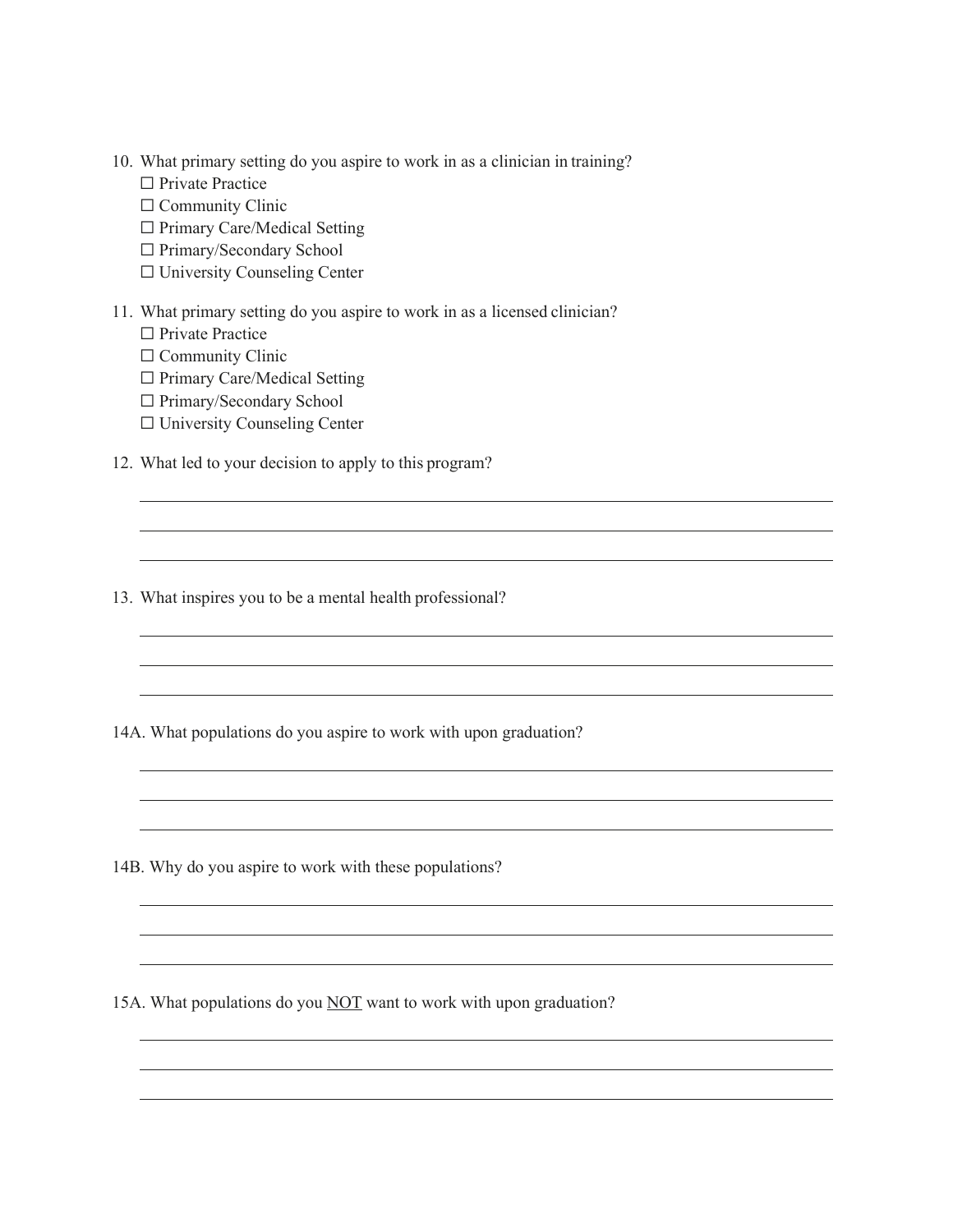10. What primary setting do you aspire to work in as a clinician in training?
    - ☐ Private Practice
    - ☐ Community Clinic
    - ☐ Primary Care/Medical Setting
    - ☐ Primary/Secondary School
    - ☐ University Counseling Center

11. What primary setting do you aspire to work in as a licensed clinician?
    - ☐ Private Practice
    - ☐ Community Clinic
    - ☐ Primary Care/Medical Setting
    - ☐ Primary/Secondary School
    - ☐ University Counseling Center

12. What led to your decision to apply to this program?

_______________________________________________

_______________________________________________

_______________________________________________

13. What inspires you to be a mental health professional?

_______________________________________________

_______________________________________________

_______________________________________________

14A. What populations do you aspire to work with upon graduation?

_______________________________________________

_______________________________________________

_______________________________________________

14B. Why do you aspire to work with these populations?

_______________________________________________

_______________________________________________

_______________________________________________

15A. What populations do you <u>NOT</u> want to work with upon graduation?

_______________________________________________

_______________________________________________

_______________________________________________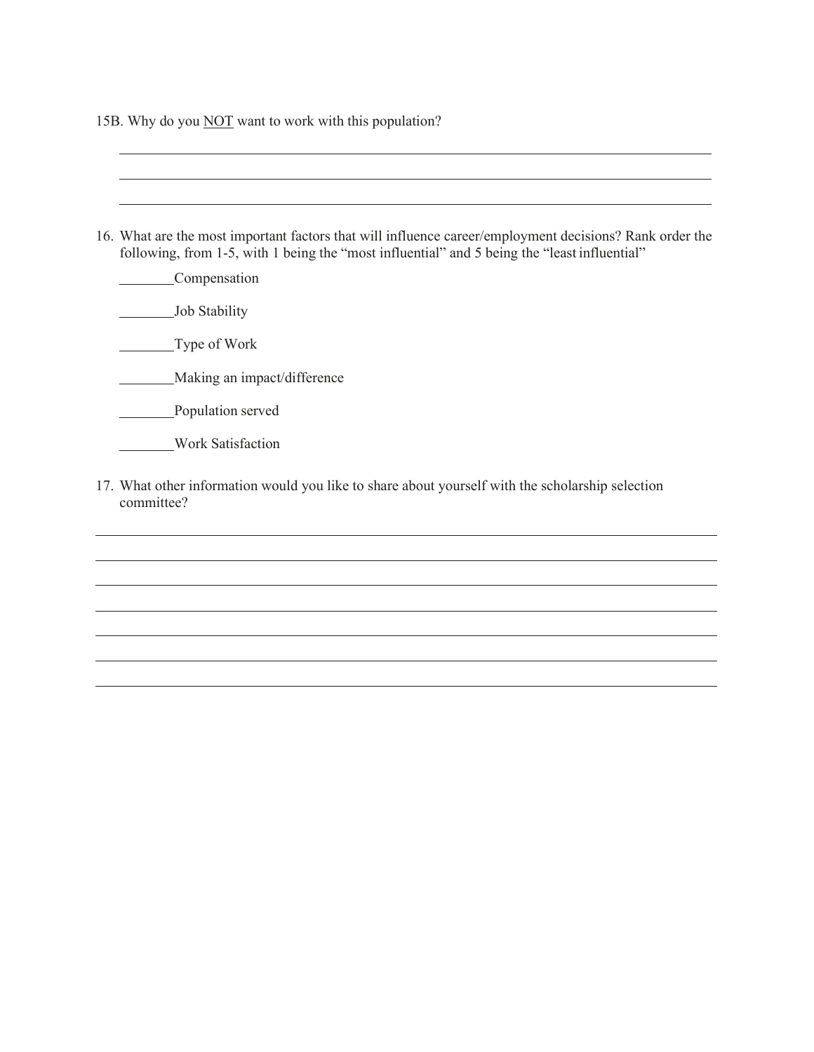15B. Why do you <u>NOT</u> want to work with this population?

\_\_\_\_\_\_\_\_\_\_\_\_\_\_\_\_\_\_\_\_\_\_\_\_\_\_\_\_\_\_\_\_\_\_\_\_\_\_\_\_\_\_\_\_\_\_\_\_\_\_\_\_\_\_\_\_\_\_\_\_\_\_\_\_\_\_\_\_\_\_\_\_\_\_\_\_

\_\_\_\_\_\_\_\_\_\_\_\_\_\_\_\_\_\_\_\_\_\_\_\_\_\_\_\_\_\_\_\_\_\_\_\_\_\_\_\_\_\_\_\_\_\_\_\_\_\_\_\_\_\_\_\_\_\_\_\_\_\_\_\_\_\_\_\_\_\_\_\_\_\_\_\_

\_\_\_\_\_\_\_\_\_\_\_\_\_\_\_\_\_\_\_\_\_\_\_\_\_\_\_\_\_\_\_\_\_\_\_\_\_\_\_\_\_\_\_\_\_\_\_\_\_\_\_\_\_\_\_\_\_\_\_\_\_\_\_\_\_\_\_\_\_\_\_\_\_\_\_\_

16. What are the most important factors that will influence career/employment decisions? Rank order the following, from 1-5, with 1 being the "most influential" and 5 being the "least influential"

    \_\_\_\_\_\_\_\_Compensation

    \_\_\_\_\_\_\_\_Job Stability

    \_\_\_\_\_\_\_\_Type of Work

    \_\_\_\_\_\_\_\_Making an impact/difference

    \_\_\_\_\_\_\_\_Population served

    \_\_\_\_\_\_\_\_Work Satisfaction

17. What other information would you like to share about yourself with the scholarship selection committee?

\_\_\_\_\_\_\_\_\_\_\_\_\_\_\_\_\_\_\_\_\_\_\_\_\_\_\_\_\_\_\_\_\_\_\_\_\_\_\_\_\_\_\_\_\_\_\_\_\_\_\_\_\_\_\_\_\_\_\_\_\_\_\_\_\_\_\_\_\_\_\_\_\_\_\_\_

\_\_\_\_\_\_\_\_\_\_\_\_\_\_\_\_\_\_\_\_\_\_\_\_\_\_\_\_\_\_\_\_\_\_\_\_\_\_\_\_\_\_\_\_\_\_\_\_\_\_\_\_\_\_\_\_\_\_\_\_\_\_\_\_\_\_\_\_\_\_\_\_\_\_\_\_

\_\_\_\_\_\_\_\_\_\_\_\_\_\_\_\_\_\_\_\_\_\_\_\_\_\_\_\_\_\_\_\_\_\_\_\_\_\_\_\_\_\_\_\_\_\_\_\_\_\_\_\_\_\_\_\_\_\_\_\_\_\_\_\_\_\_\_\_\_\_\_\_\_\_\_\_

\_\_\_\_\_\_\_\_\_\_\_\_\_\_\_\_\_\_\_\_\_\_\_\_\_\_\_\_\_\_\_\_\_\_\_\_\_\_\_\_\_\_\_\_\_\_\_\_\_\_\_\_\_\_\_\_\_\_\_\_\_\_\_\_\_\_\_\_\_\_\_\_\_\_\_\_

\_\_\_\_\_\_\_\_\_\_\_\_\_\_\_\_\_\_\_\_\_\_\_\_\_\_\_\_\_\_\_\_\_\_\_\_\_\_\_\_\_\_\_\_\_\_\_\_\_\_\_\_\_\_\_\_\_\_\_\_\_\_\_\_\_\_\_\_\_\_\_\_\_\_\_\_

\_\_\_\_\_\_\_\_\_\_\_\_\_\_\_\_\_\_\_\_\_\_\_\_\_\_\_\_\_\_\_\_\_\_\_\_\_\_\_\_\_\_\_\_\_\_\_\_\_\_\_\_\_\_\_\_\_\_\_\_\_\_\_\_\_\_\_\_\_\_\_\_\_\_\_\_

\_\_\_\_\_\_\_\_\_\_\_\_\_\_\_\_\_\_\_\_\_\_\_\_\_\_\_\_\_\_\_\_\_\_\_\_\_\_\_\_\_\_\_\_\_\_\_\_\_\_\_\_\_\_\_\_\_\_\_\_\_\_\_\_\_\_\_\_\_\_\_\_\_\_\_\_